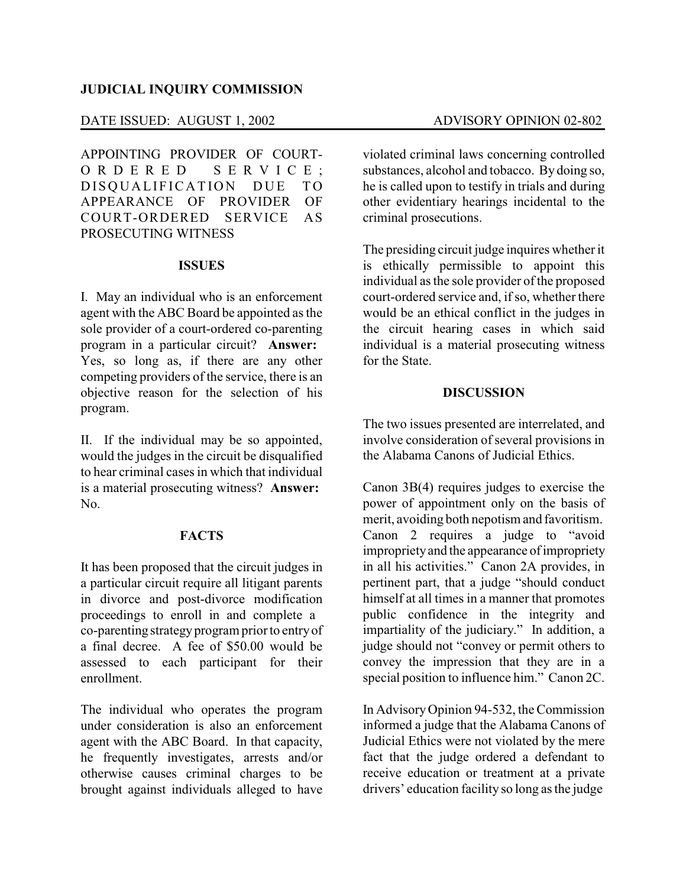**JUDICIAL INQUIRY COMMISSION**

DATE ISSUED: AUGUST 1, 2002 ADVISORY OPINION 02-802

APPOINTING PROVIDER OF COURT-ORDERED SERVICE; DISQUALIFICATION DUE TO APPEARANCE OF PROVIDER OF COURT-ORDERED SERVICE AS PROSECUTING WITNESS

## ISSUES

I. May an individual who is an enforcement agent with the ABC Board be appointed as the sole provider of a court-ordered co-parenting program in a particular circuit? **Answer:** Yes, so long as, if there are any other competing providers of the service, there is an objective reason for the selection of his program.

II. If the individual may be so appointed, would the judges in the circuit be disqualified to hear criminal cases in which that individual is a material prosecuting witness? **Answer:** No.

## FACTS

It has been proposed that the circuit judges in a particular circuit require all litigant parents in divorce and post-divorce modification proceedings to enroll in and complete a co-parenting strategy program prior to entry of a final decree. A fee of $50.00 would be assessed to each participant for their enrollment.

The individual who operates the program under consideration is also an enforcement agent with the ABC Board. In that capacity, he frequently investigates, arrests and/or otherwise causes criminal charges to be brought against individuals alleged to have violated criminal laws concerning controlled substances, alcohol and tobacco. By doing so, he is called upon to testify in trials and during other evidentiary hearings incidental to the criminal prosecutions.

The presiding circuit judge inquires whether it is ethically permissible to appoint this individual as the sole provider of the proposed court-ordered service and, if so, whether there would be an ethical conflict in the judges in the circuit hearing cases in which said individual is a material prosecuting witness for the State.

## DISCUSSION

The two issues presented are interrelated, and involve consideration of several provisions in the Alabama Canons of Judicial Ethics.

Canon 3B(4) requires judges to exercise the power of appointment only on the basis of merit, avoiding both nepotism and favoritism. Canon 2 requires a judge to "avoid impropriety and the appearance of impropriety in all his activities." Canon 2A provides, in pertinent part, that a judge "should conduct himself at all times in a manner that promotes public confidence in the integrity and impartiality of the judiciary." In addition, a judge should not "convey or permit others to convey the impression that they are in a special position to influence him." Canon 2C.

In Advisory Opinion 94-532, the Commission informed a judge that the Alabama Canons of Judicial Ethics were not violated by the mere fact that the judge ordered a defendant to receive education or treatment at a private drivers' education facility so long as the judge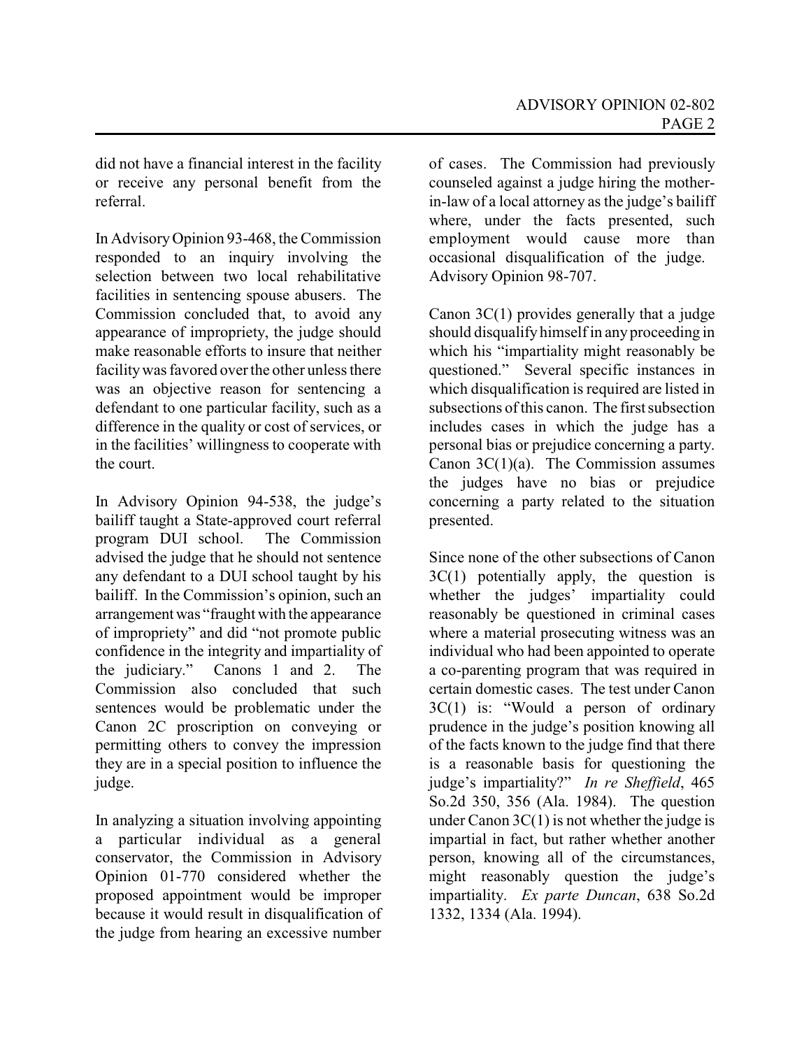did not have a financial interest in the facility or receive any personal benefit from the referral.

In Advisory Opinion 93-468, the Commission responded to an inquiry involving the selection between two local rehabilitative facilities in sentencing spouse abusers. The Commission concluded that, to avoid any appearance of impropriety, the judge should make reasonable efforts to insure that neither facility was favored over the other unless there was an objective reason for sentencing a defendant to one particular facility, such as a difference in the quality or cost of services, or in the facilities' willingness to cooperate with the court.

In Advisory Opinion 94-538, the judge's bailiff taught a State-approved court referral program DUI school. The Commission advised the judge that he should not sentence any defendant to a DUI school taught by his bailiff. In the Commission's opinion, such an arrangement was "fraught with the appearance of impropriety" and did "not promote public confidence in the integrity and impartiality of the judiciary." Canons 1 and 2. The Commission also concluded that such sentences would be problematic under the Canon 2C proscription on conveying or permitting others to convey the impression they are in a special position to influence the judge.

In analyzing a situation involving appointing a particular individual as a general conservator, the Commission in Advisory Opinion 01-770 considered whether the proposed appointment would be improper because it would result in disqualification of the judge from hearing an excessive number of cases. The Commission had previously counseled against a judge hiring the mother-in-law of a local attorney as the judge's bailiff where, under the facts presented, such employment would cause more than occasional disqualification of the judge. Advisory Opinion 98-707.

Canon 3C(1) provides generally that a judge should disqualify himself in any proceeding in which his "impartiality might reasonably be questioned." Several specific instances in which disqualification is required are listed in subsections of this canon. The first subsection includes cases in which the judge has a personal bias or prejudice concerning a party. Canon 3C(1)(a). The Commission assumes the judges have no bias or prejudice concerning a party related to the situation presented.

Since none of the other subsections of Canon 3C(1) potentially apply, the question is whether the judges' impartiality could reasonably be questioned in criminal cases where a material prosecuting witness was an individual who had been appointed to operate a co-parenting program that was required in certain domestic cases. The test under Canon 3C(1) is: "Would a person of ordinary prudence in the judge's position knowing all of the facts known to the judge find that there is a reasonable basis for questioning the judge's impartiality?" *In re Sheffield*, 465 So.2d 350, 356 (Ala. 1984). The question under Canon 3C(1) is not whether the judge is impartial in fact, but rather whether another person, knowing all of the circumstances, might reasonably question the judge's impartiality. *Ex parte Duncan*, 638 So.2d 1332, 1334 (Ala. 1994).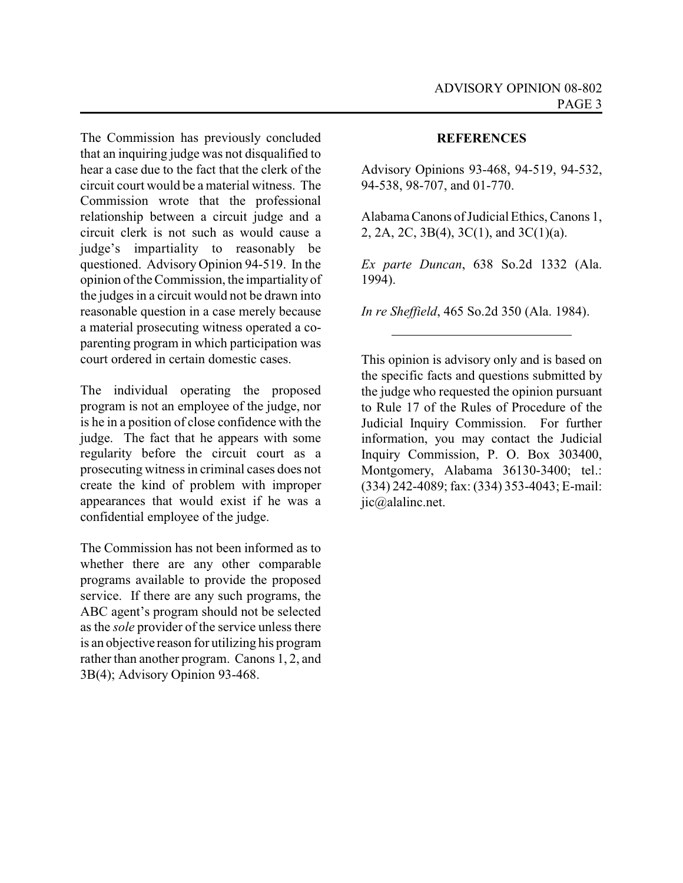The Commission has previously concluded that an inquiring judge was not disqualified to hear a case due to the fact that the clerk of the circuit court would be a material witness. The Commission wrote that the professional relationship between a circuit judge and a circuit clerk is not such as would cause a judge's impartiality to reasonably be questioned. Advisory Opinion 94-519. In the opinion of the Commission, the impartiality of the judges in a circuit would not be drawn into reasonable question in a case merely because a material prosecuting witness operated a co-parenting program in which participation was court ordered in certain domestic cases.

The individual operating the proposed program is not an employee of the judge, nor is he in a position of close confidence with the judge. The fact that he appears with some regularity before the circuit court as a prosecuting witness in criminal cases does not create the kind of problem with improper appearances that would exist if he was a confidential employee of the judge.

The Commission has not been informed as to whether there are any other comparable programs available to provide the proposed service. If there are any such programs, the ABC agent's program should not be selected as the *sole* provider of the service unless there is an objective reason for utilizing his program rather than another program. Canons 1, 2, and 3B(4); Advisory Opinion 93-468.

## REFERENCES

Advisory Opinions 93-468, 94-519, 94-532, 94-538, 98-707, and 01-770.

Alabama Canons of Judicial Ethics, Canons 1, 2, 2A, 2C, 3B(4), 3C(1), and 3C(1)(a).

*Ex parte Duncan*, 638 So.2d 1332 (Ala. 1994).

*In re Sheffield*, 465 So.2d 350 (Ala. 1984).

---

This opinion is advisory only and is based on the specific facts and questions submitted by the judge who requested the opinion pursuant to Rule 17 of the Rules of Procedure of the Judicial Inquiry Commission. For further information, you may contact the Judicial Inquiry Commission, P. O. Box 303400, Montgomery, Alabama 36130-3400; tel.: (334) 242-4089; fax: (334) 353-4043; E-mail: jic@alalinc.net.